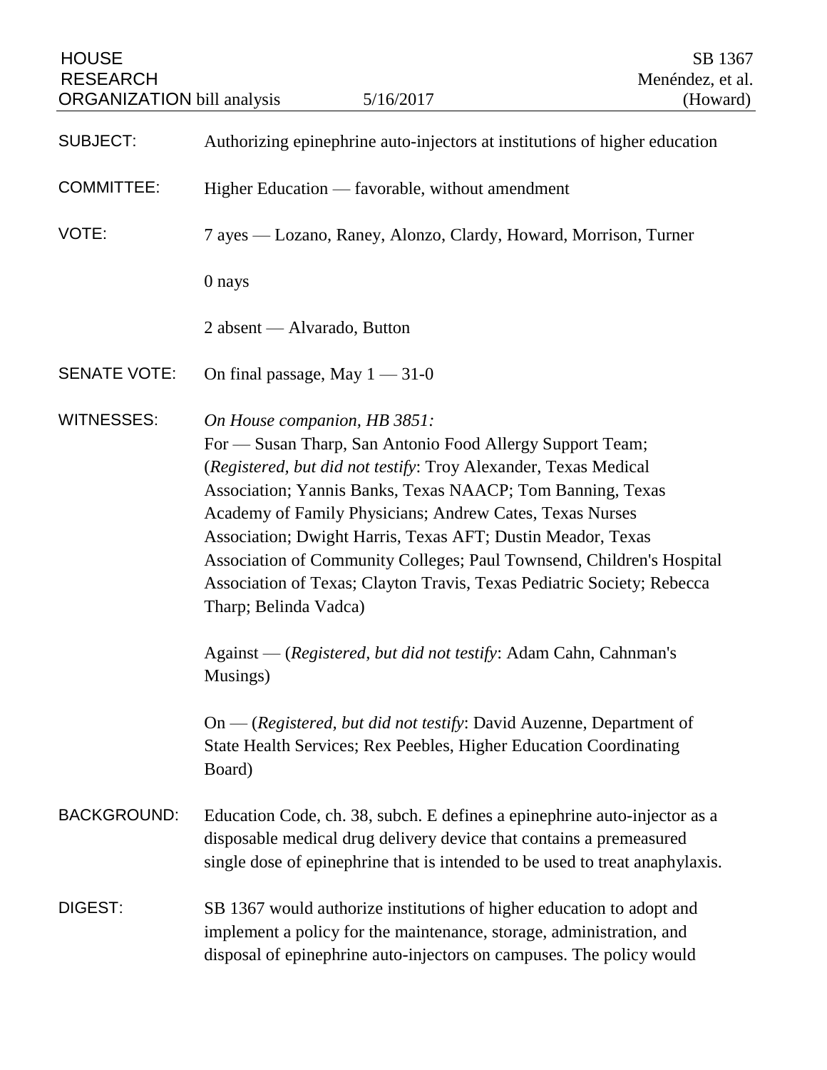HOUSE RESEARCH ORGANIZATION bill analysis — 5/16/2017 — SB 1367 Menéndez, et al. (Howard)

**SUBJECT:** Authorizing epinephrine auto-injectors at institutions of higher education

**COMMITTEE:** Higher Education — favorable, without amendment

**VOTE:** 7 ayes — Lozano, Raney, Alonzo, Clardy, Howard, Morrison, Turner

0 nays

2 absent — Alvarado, Button

**SENATE VOTE:** On final passage, May 1 — 31-0

**WITNESSES:** *On House companion, HB 3851:*
For — Susan Tharp, San Antonio Food Allergy Support Team; (*Registered, but did not testify*: Troy Alexander, Texas Medical Association; Yannis Banks, Texas NAACP; Tom Banning, Texas Academy of Family Physicians; Andrew Cates, Texas Nurses Association; Dwight Harris, Texas AFT; Dustin Meador, Texas Association of Community Colleges; Paul Townsend, Children's Hospital Association of Texas; Clayton Travis, Texas Pediatric Society; Rebecca Tharp; Belinda Vadca)

Against — (*Registered, but did not testify*: Adam Cahn, Cahnman's Musings)

On — (*Registered, but did not testify*: David Auzenne, Department of State Health Services; Rex Peebles, Higher Education Coordinating Board)

**BACKGROUND:** Education Code, ch. 38, subch. E defines a epinephrine auto-injector as a disposable medical drug delivery device that contains a premeasured single dose of epinephrine that is intended to be used to treat anaphylaxis.

**DIGEST:** SB 1367 would authorize institutions of higher education to adopt and implement a policy for the maintenance, storage, administration, and disposal of epinephrine auto-injectors on campuses. The policy would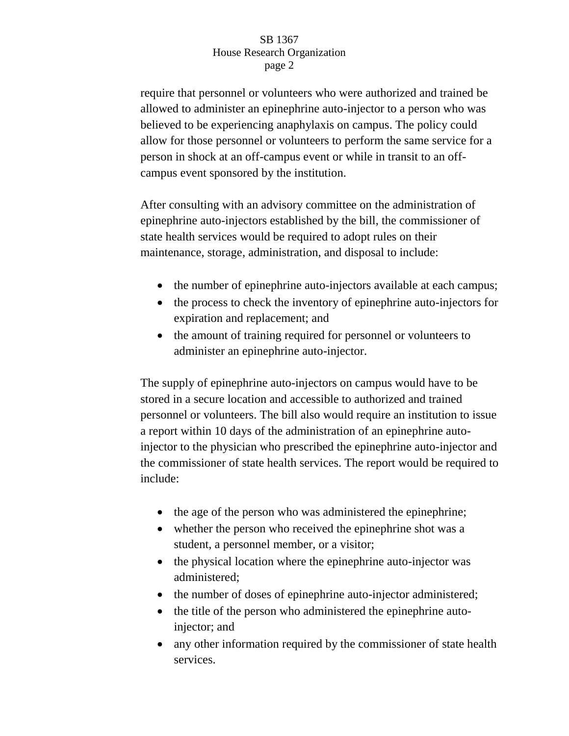require that personnel or volunteers who were authorized and trained be allowed to administer an epinephrine auto-injector to a person who was believed to be experiencing anaphylaxis on campus. The policy could allow for those personnel or volunteers to perform the same service for a person in shock at an off-campus event or while in transit to an off-campus event sponsored by the institution.

After consulting with an advisory committee on the administration of epinephrine auto-injectors established by the bill, the commissioner of state health services would be required to adopt rules on their maintenance, storage, administration, and disposal to include:

- the number of epinephrine auto-injectors available at each campus;
- the process to check the inventory of epinephrine auto-injectors for expiration and replacement; and
- the amount of training required for personnel or volunteers to administer an epinephrine auto-injector.

The supply of epinephrine auto-injectors on campus would have to be stored in a secure location and accessible to authorized and trained personnel or volunteers. The bill also would require an institution to issue a report within 10 days of the administration of an epinephrine auto-injector to the physician who prescribed the epinephrine auto-injector and the commissioner of state health services. The report would be required to include:

- the age of the person who was administered the epinephrine;
- whether the person who received the epinephrine shot was a student, a personnel member, or a visitor;
- the physical location where the epinephrine auto-injector was administered;
- the number of doses of epinephrine auto-injector administered;
- the title of the person who administered the epinephrine auto-injector; and
- any other information required by the commissioner of state health services.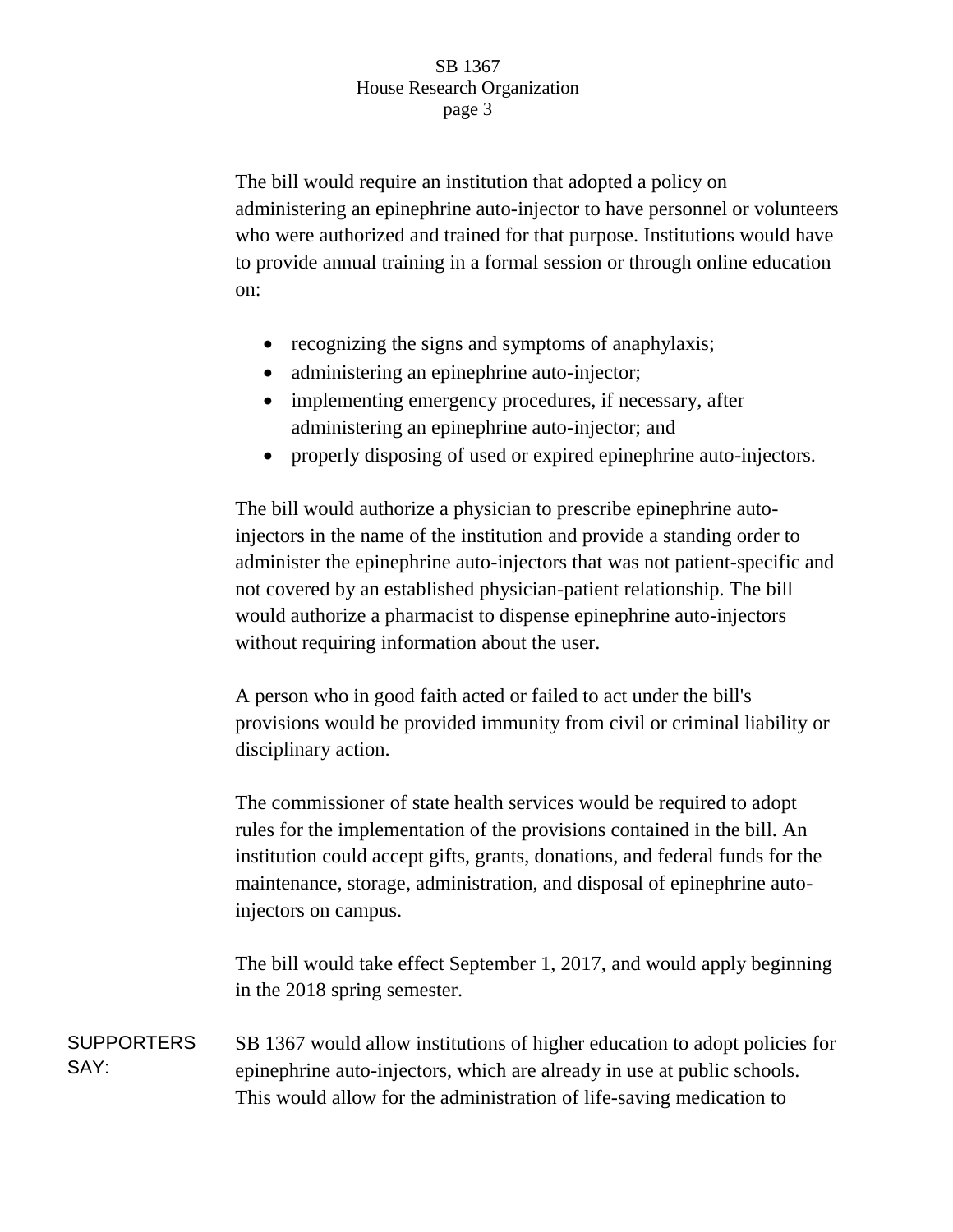The bill would require an institution that adopted a policy on administering an epinephrine auto-injector to have personnel or volunteers who were authorized and trained for that purpose. Institutions would have to provide annual training in a formal session or through online education on:

- recognizing the signs and symptoms of anaphylaxis;
- administering an epinephrine auto-injector;
- implementing emergency procedures, if necessary, after administering an epinephrine auto-injector; and
- properly disposing of used or expired epinephrine auto-injectors.

The bill would authorize a physician to prescribe epinephrine auto-injectors in the name of the institution and provide a standing order to administer the epinephrine auto-injectors that was not patient-specific and not covered by an established physician-patient relationship. The bill would authorize a pharmacist to dispense epinephrine auto-injectors without requiring information about the user.

A person who in good faith acted or failed to act under the bill's provisions would be provided immunity from civil or criminal liability or disciplinary action.

The commissioner of state health services would be required to adopt rules for the implementation of the provisions contained in the bill. An institution could accept gifts, grants, donations, and federal funds for the maintenance, storage, administration, and disposal of epinephrine auto-injectors on campus.

The bill would take effect September 1, 2017, and would apply beginning in the 2018 spring semester.

**SUPPORTERS SAY:**

SB 1367 would allow institutions of higher education to adopt policies for epinephrine auto-injectors, which are already in use at public schools. This would allow for the administration of life-saving medication to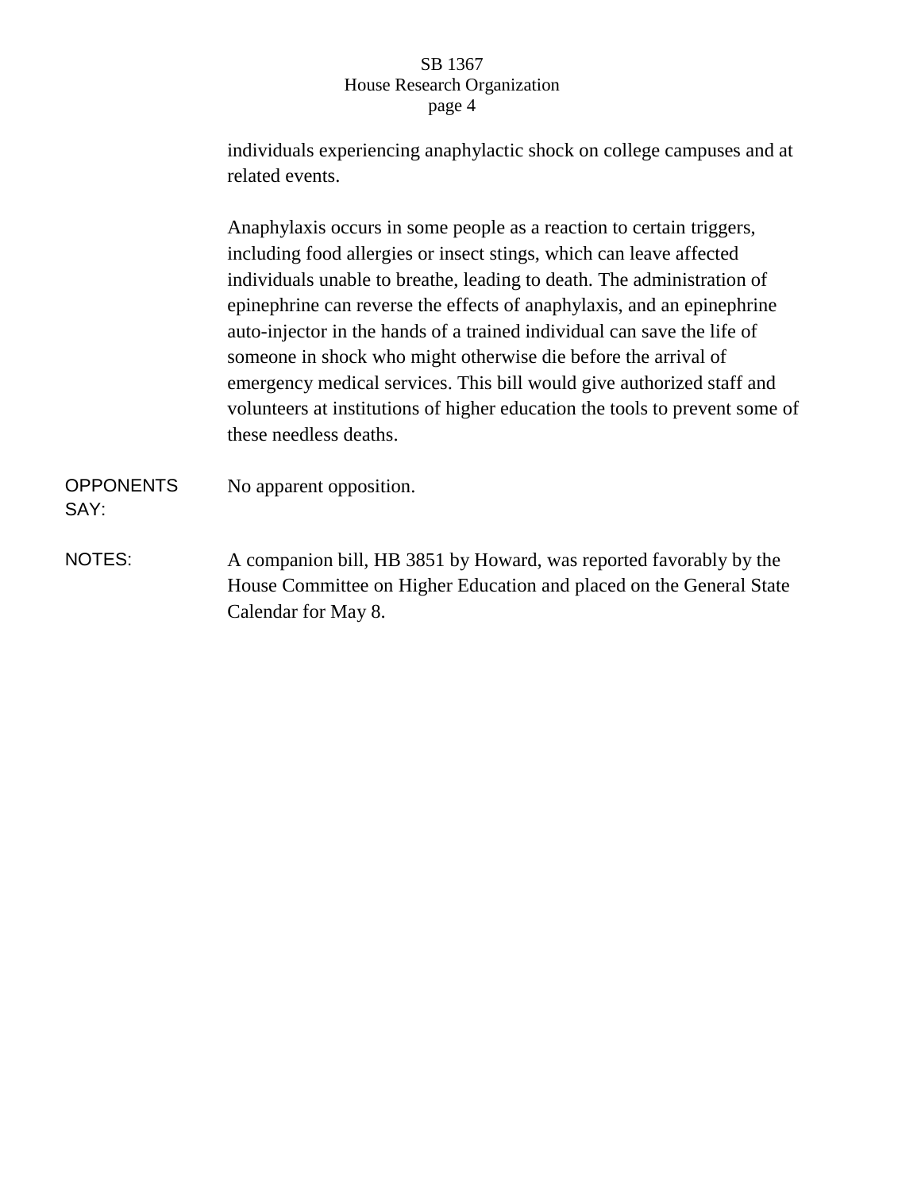individuals experiencing anaphylactic shock on college campuses and at related events.

Anaphylaxis occurs in some people as a reaction to certain triggers, including food allergies or insect stings, which can leave affected individuals unable to breathe, leading to death. The administration of epinephrine can reverse the effects of anaphylaxis, and an epinephrine auto-injector in the hands of a trained individual can save the life of someone in shock who might otherwise die before the arrival of emergency medical services. This bill would give authorized staff and volunteers at institutions of higher education the tools to prevent some of these needless deaths.

**OPPONENTS SAY:** No apparent opposition.

**NOTES:** A companion bill, HB 3851 by Howard, was reported favorably by the House Committee on Higher Education and placed on the General State Calendar for May 8.